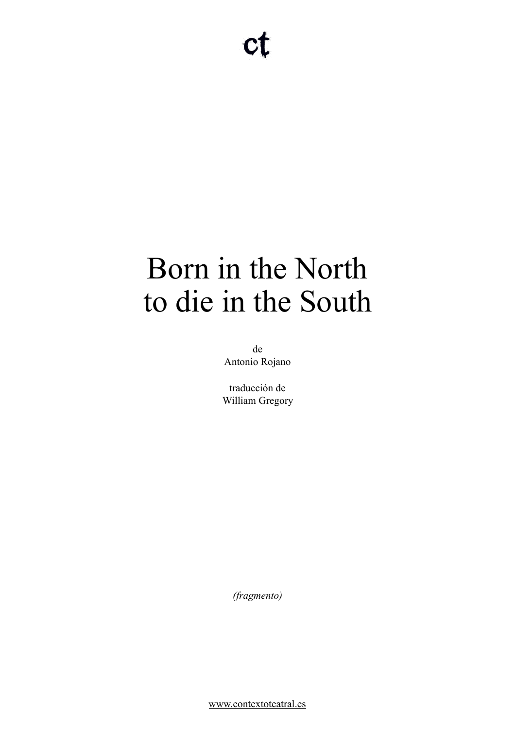ct

# Born in the North to die in the South

de
Antonio Rojano

traducción de
William Gregory

*(fragmento)*

www.contextoteatral.es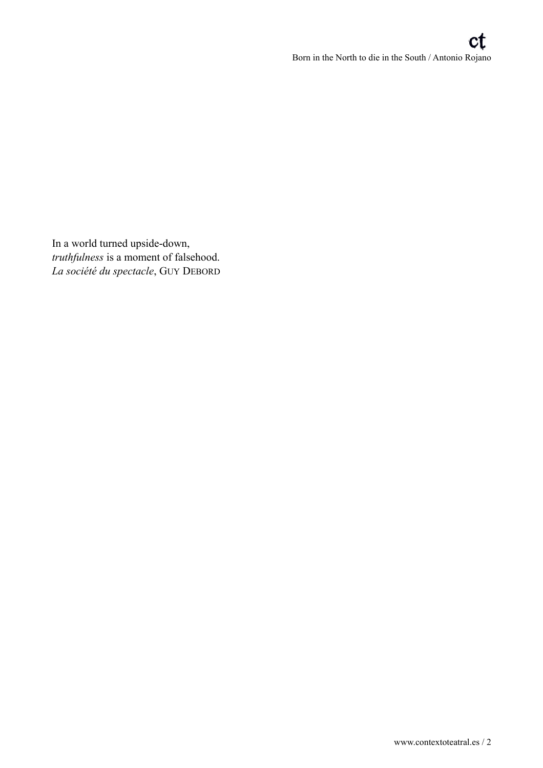In a world turned upside-down,
*truthfulness* is a moment of falsehood.
*La société du spectacle*, GUY DEBORD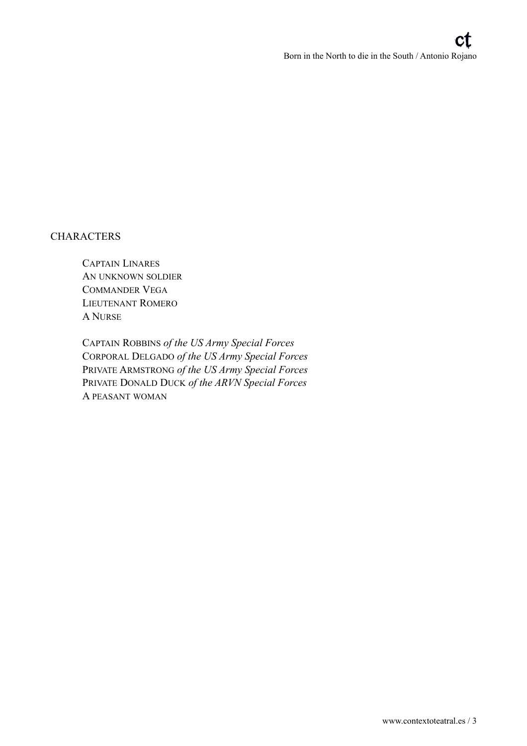## CHARACTERS

CAPTAIN LINARES
AN UNKNOWN SOLDIER
COMMANDER VEGA
LIEUTENANT ROMERO
A NURSE

CAPTAIN ROBBINS *of the US Army Special Forces*
CORPORAL DELGADO *of the US Army Special Forces*
PRIVATE ARMSTRONG *of the US Army Special Forces*
PRIVATE DONALD DUCK *of the ARVN Special Forces*
A PEASANT WOMAN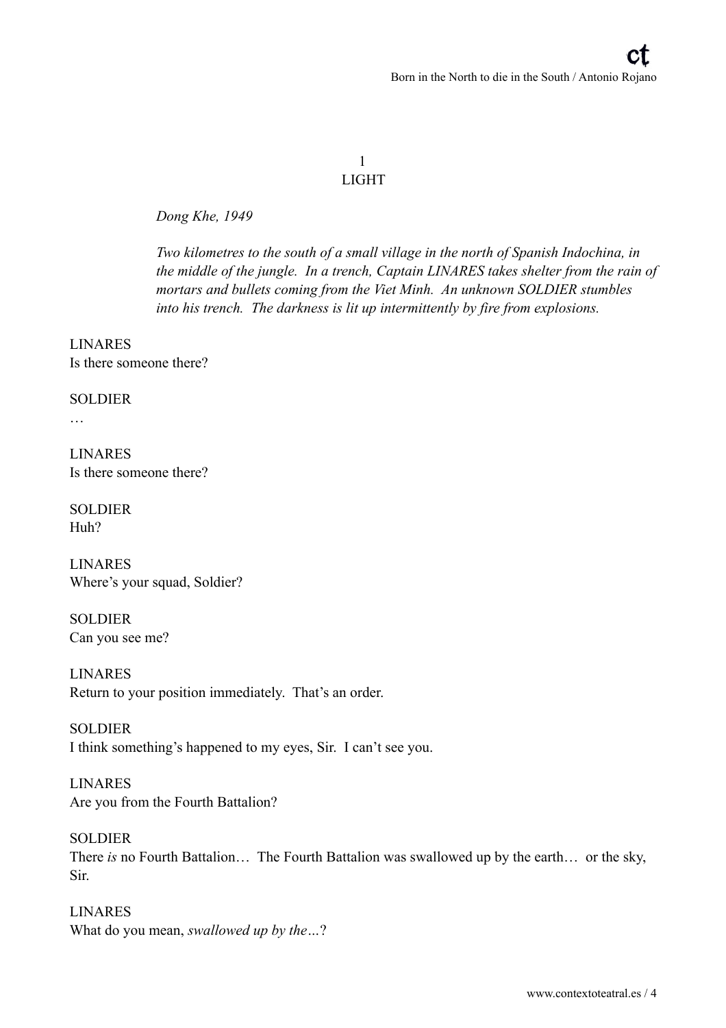1
LIGHT

*Dong Khe, 1949*

*Two kilometres to the south of a small village in the north of Spanish Indochina, in the middle of the jungle. In a trench, Captain LINARES takes shelter from the rain of mortars and bullets coming from the Viet Minh. An unknown SOLDIER stumbles into his trench. The darkness is lit up intermittently by fire from explosions.*

LINARES
Is there someone there?

SOLDIER
…

LINARES
Is there someone there?

SOLDIER
Huh?

LINARES
Where's your squad, Soldier?

SOLDIER
Can you see me?

LINARES
Return to your position immediately. That's an order.

SOLDIER
I think something's happened to my eyes, Sir. I can't see you.

LINARES
Are you from the Fourth Battalion?

SOLDIER
There *is* no Fourth Battalion… The Fourth Battalion was swallowed up by the earth… or the sky, Sir.

LINARES
What do you mean, *swallowed up by the…*?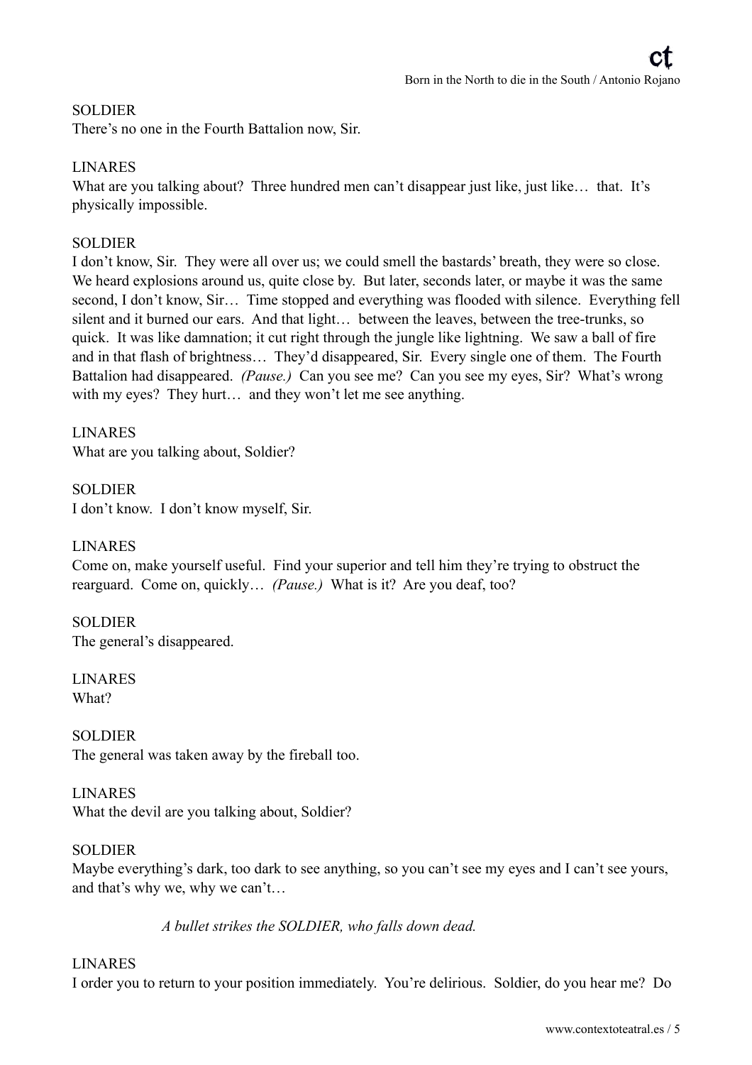SOLDIER
There's no one in the Fourth Battalion now, Sir.

LINARES
What are you talking about? Three hundred men can't disappear just like, just like… that. It's physically impossible.

SOLDIER
I don't know, Sir. They were all over us; we could smell the bastards' breath, they were so close. We heard explosions around us, quite close by. But later, seconds later, or maybe it was the same second, I don't know, Sir… Time stopped and everything was flooded with silence. Everything fell silent and it burned our ears. And that light… between the leaves, between the tree-trunks, so quick. It was like damnation; it cut right through the jungle like lightning. We saw a ball of fire and in that flash of brightness… They'd disappeared, Sir. Every single one of them. The Fourth Battalion had disappeared. *(Pause.)* Can you see me? Can you see my eyes, Sir? What's wrong with my eyes? They hurt… and they won't let me see anything.

LINARES
What are you talking about, Soldier?

SOLDIER
I don't know. I don't know myself, Sir.

LINARES
Come on, make yourself useful. Find your superior and tell him they're trying to obstruct the rearguard. Come on, quickly… *(Pause.)* What is it? Are you deaf, too?

SOLDIER
The general's disappeared.

LINARES
What?

SOLDIER
The general was taken away by the fireball too.

LINARES
What the devil are you talking about, Soldier?

SOLDIER
Maybe everything's dark, too dark to see anything, so you can't see my eyes and I can't see yours, and that's why we, why we can't…

*A bullet strikes the SOLDIER, who falls down dead.*

LINARES
I order you to return to your position immediately. You're delirious. Soldier, do you hear me? Do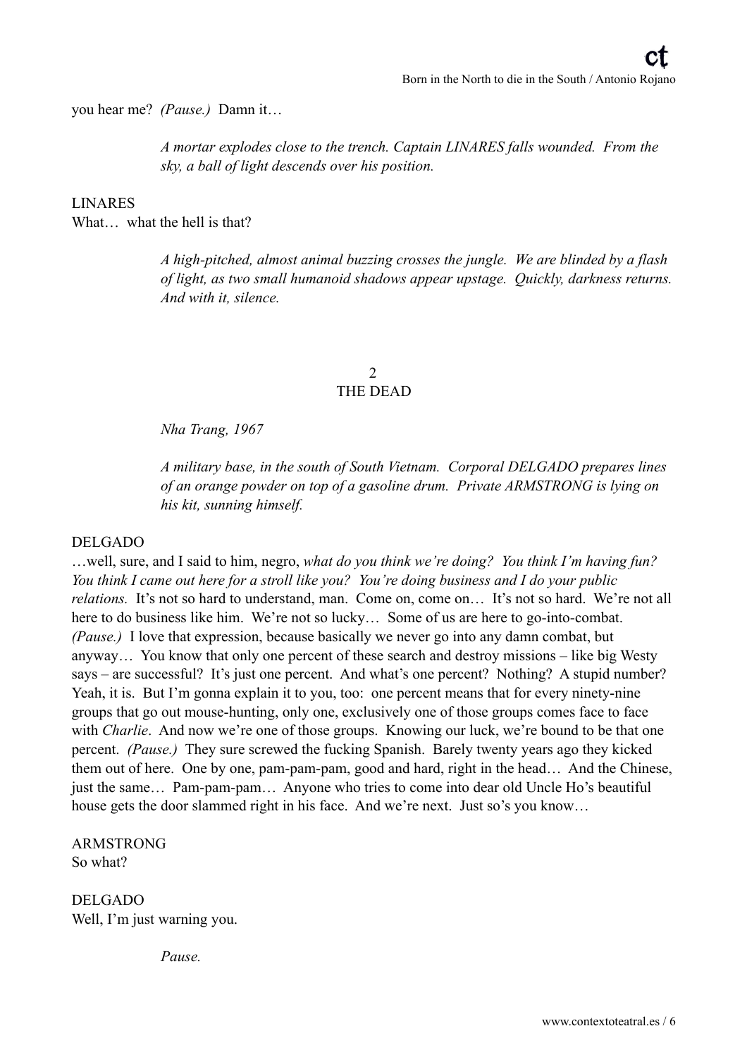you hear me? *(Pause.)* Damn it…

*A mortar explodes close to the trench. Captain LINARES falls wounded. From the sky, a ball of light descends over his position.*

LINARES
What… what the hell is that?

*A high-pitched, almost animal buzzing crosses the jungle. We are blinded by a flash of light, as two small humanoid shadows appear upstage. Quickly, darkness returns. And with it, silence.*

## 2
## THE DEAD

*Nha Trang, 1967*

*A military base, in the south of South Vietnam. Corporal DELGADO prepares lines of an orange powder on top of a gasoline drum. Private ARMSTRONG is lying on his kit, sunning himself.*

DELGADO
…well, sure, and I said to him, negro, *what do you think we're doing? You think I'm having fun? You think I came out here for a stroll like you? You're doing business and I do your public relations.* It's not so hard to understand, man. Come on, come on… It's not so hard. We're not all here to do business like him. We're not so lucky… Some of us are here to go-into-combat. *(Pause.)* I love that expression, because basically we never go into any damn combat, but anyway… You know that only one percent of these search and destroy missions – like big Westy says – are successful? It's just one percent. And what's one percent? Nothing? A stupid number? Yeah, it is. But I'm gonna explain it to you, too: one percent means that for every ninety-nine groups that go out mouse-hunting, only one, exclusively one of those groups comes face to face with *Charlie*. And now we're one of those groups. Knowing our luck, we're bound to be that one percent. *(Pause.)* They sure screwed the fucking Spanish. Barely twenty years ago they kicked them out of here. One by one, pam-pam-pam, good and hard, right in the head… And the Chinese, just the same… Pam-pam-pam… Anyone who tries to come into dear old Uncle Ho's beautiful house gets the door slammed right in his face. And we're next. Just so's you know…

ARMSTRONG
So what?

DELGADO
Well, I'm just warning you.

*Pause.*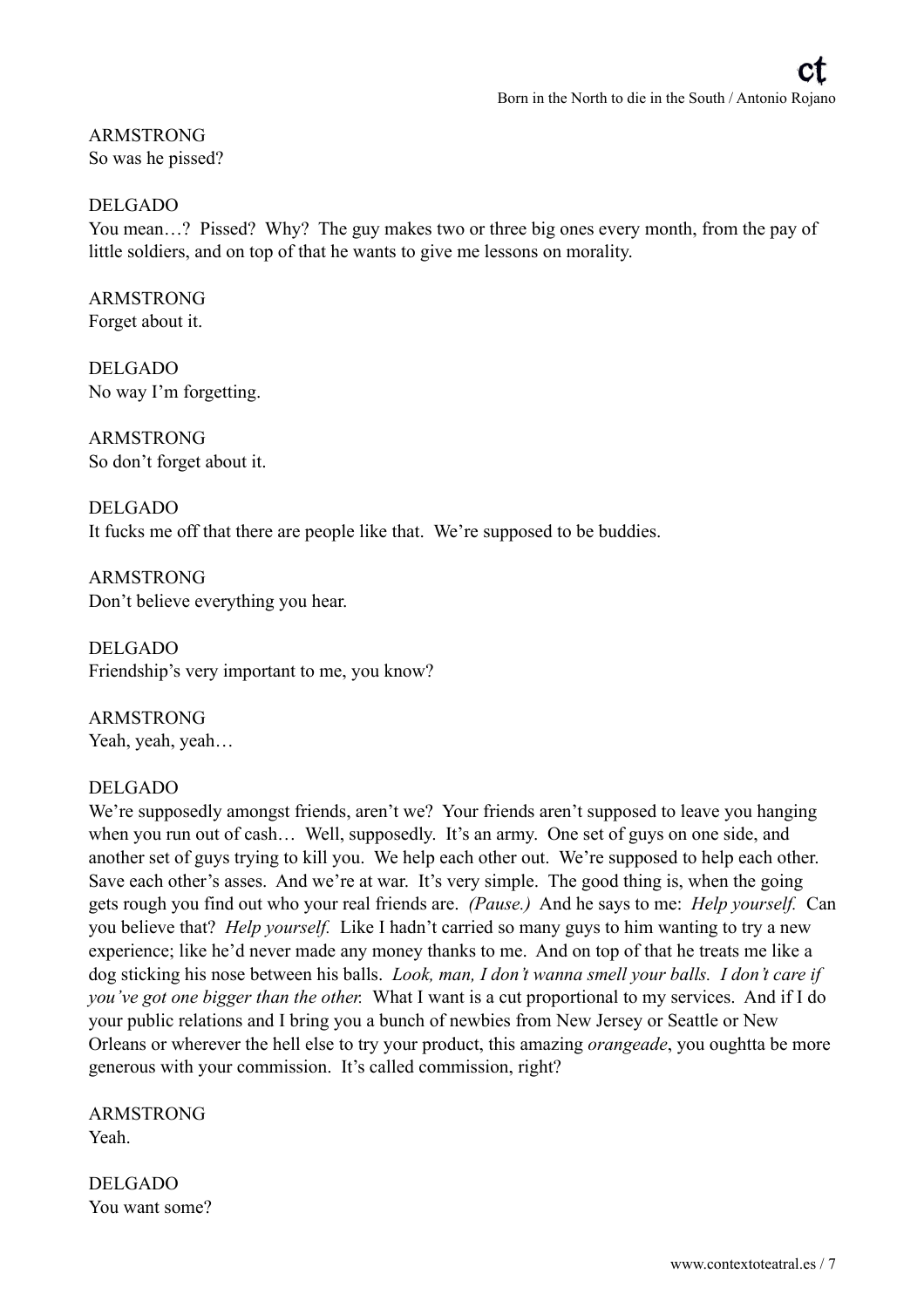ARMSTRONG
So was he pissed?

DELGADO
You mean…? Pissed? Why? The guy makes two or three big ones every month, from the pay of little soldiers, and on top of that he wants to give me lessons on morality.

ARMSTRONG
Forget about it.

DELGADO
No way I'm forgetting.

ARMSTRONG
So don't forget about it.

DELGADO
It fucks me off that there are people like that. We're supposed to be buddies.

ARMSTRONG
Don't believe everything you hear.

DELGADO
Friendship's very important to me, you know?

ARMSTRONG
Yeah, yeah, yeah…

DELGADO
We're supposedly amongst friends, aren't we? Your friends aren't supposed to leave you hanging when you run out of cash… Well, supposedly. It's an army. One set of guys on one side, and another set of guys trying to kill you. We help each other out. We're supposed to help each other. Save each other's asses. And we're at war. It's very simple. The good thing is, when the going gets rough you find out who your real friends are. *(Pause.)* And he says to me: *Help yourself.* Can you believe that? *Help yourself.* Like I hadn't carried so many guys to him wanting to try a new experience; like he'd never made any money thanks to me. And on top of that he treats me like a dog sticking his nose between his balls. *Look, man, I don't wanna smell your balls. I don't care if you've got one bigger than the other.* What I want is a cut proportional to my services. And if I do your public relations and I bring you a bunch of newbies from New Jersey or Seattle or New Orleans or wherever the hell else to try your product, this amazing *orangeade*, you oughtta be more generous with your commission. It's called commission, right?

ARMSTRONG
Yeah.

DELGADO
You want some?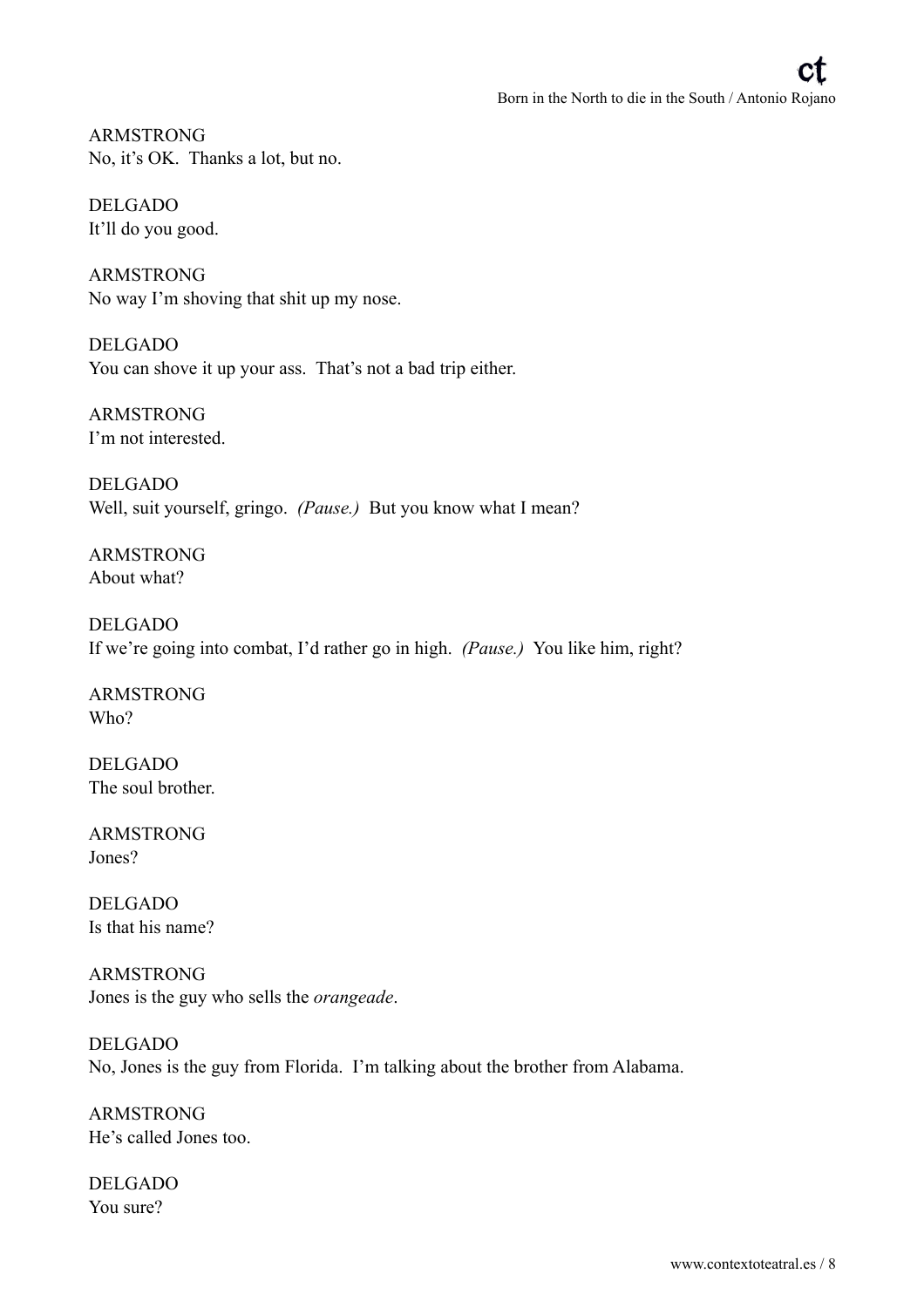ARMSTRONG
No, it's OK. Thanks a lot, but no.

DELGADO
It'll do you good.

ARMSTRONG
No way I'm shoving that shit up my nose.

DELGADO
You can shove it up your ass. That's not a bad trip either.

ARMSTRONG
I'm not interested.

DELGADO
Well, suit yourself, gringo. *(Pause.)* But you know what I mean?

ARMSTRONG
About what?

DELGADO
If we're going into combat, I'd rather go in high. *(Pause.)* You like him, right?

ARMSTRONG
Who?

DELGADO
The soul brother.

ARMSTRONG
Jones?

DELGADO
Is that his name?

ARMSTRONG
Jones is the guy who sells the *orangeade*.

DELGADO
No, Jones is the guy from Florida. I'm talking about the brother from Alabama.

ARMSTRONG
He's called Jones too.

DELGADO
You sure?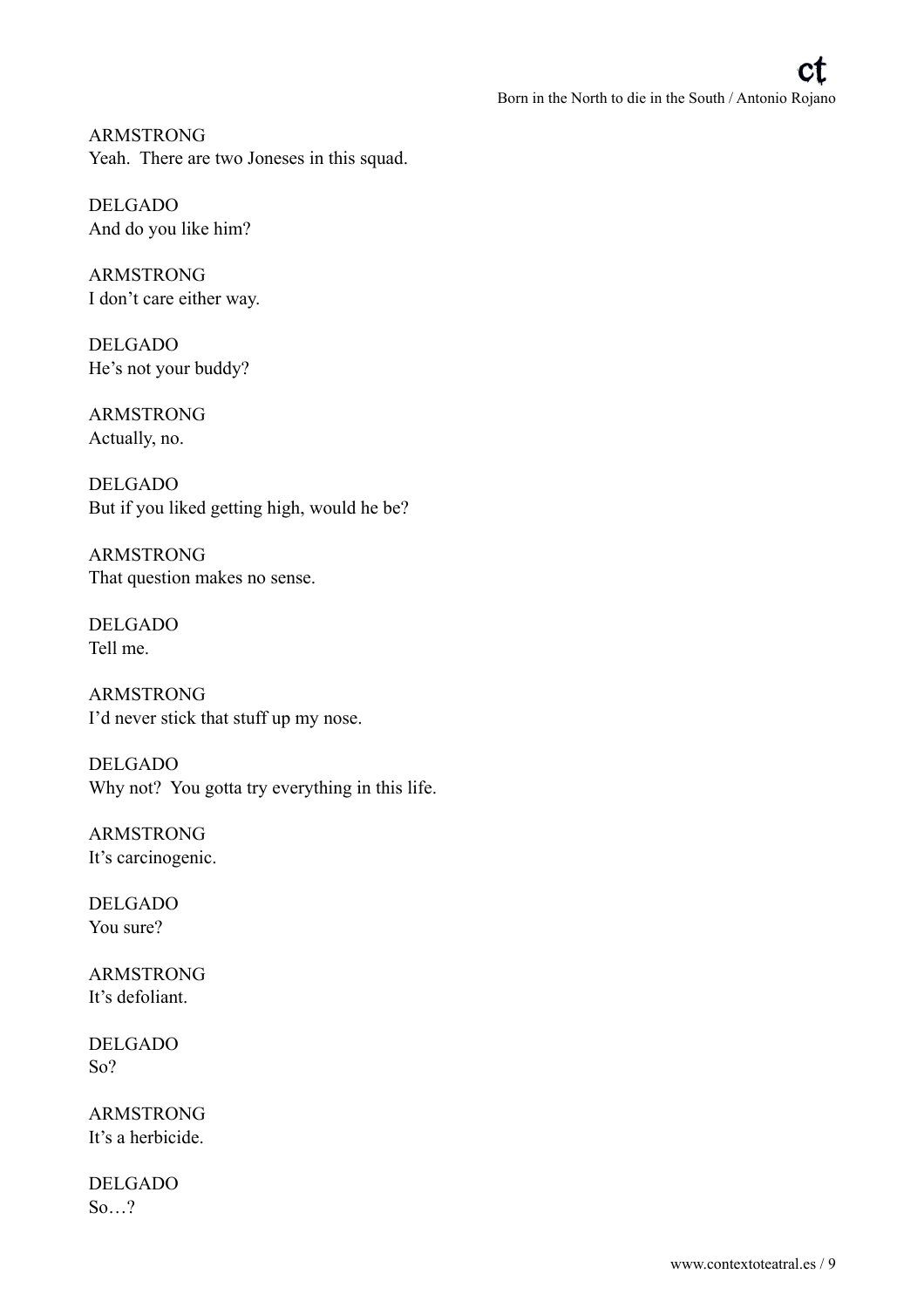ARMSTRONG
Yeah.  There are two Joneses in this squad.

DELGADO
And do you like him?

ARMSTRONG
I don't care either way.

DELGADO
He's not your buddy?

ARMSTRONG
Actually, no.

DELGADO
But if you liked getting high, would he be?

ARMSTRONG
That question makes no sense.

DELGADO
Tell me.

ARMSTRONG
I'd never stick that stuff up my nose.

DELGADO
Why not?  You gotta try everything in this life.

ARMSTRONG
It's carcinogenic.

DELGADO
You sure?

ARMSTRONG
It's defoliant.

DELGADO
So?

ARMSTRONG
It's a herbicide.

DELGADO
So…?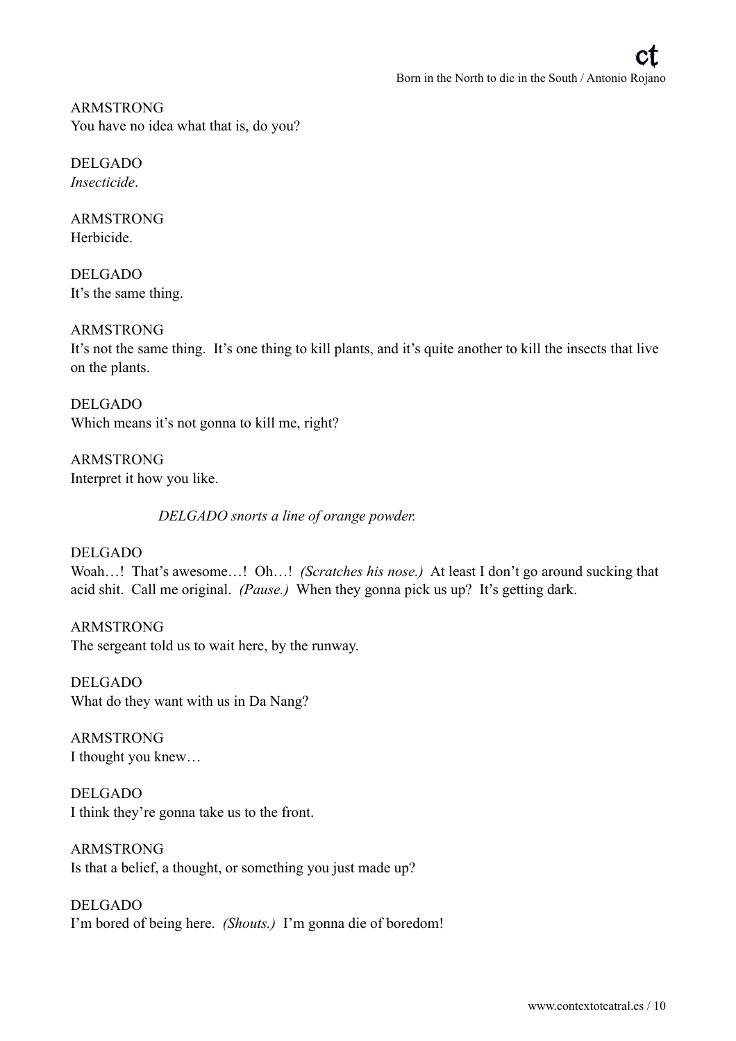ARMSTRONG
You have no idea what that is, do you?

DELGADO
*Insecticide*.

ARMSTRONG
Herbicide.

DELGADO
It's the same thing.

ARMSTRONG
It's not the same thing. It's one thing to kill plants, and it's quite another to kill the insects that live on the plants.

DELGADO
Which means it's not gonna to kill me, right?

ARMSTRONG
Interpret it how you like.

*DELGADO snorts a line of orange powder.*

DELGADO
Woah…! That's awesome…! Oh…! *(Scratches his nose.)* At least I don't go around sucking that acid shit. Call me original. *(Pause.)* When they gonna pick us up? It's getting dark.

ARMSTRONG
The sergeant told us to wait here, by the runway.

DELGADO
What do they want with us in Da Nang?

ARMSTRONG
I thought you knew…

DELGADO
I think they're gonna take us to the front.

ARMSTRONG
Is that a belief, a thought, or something you just made up?

DELGADO
I'm bored of being here. *(Shouts.)* I'm gonna die of boredom!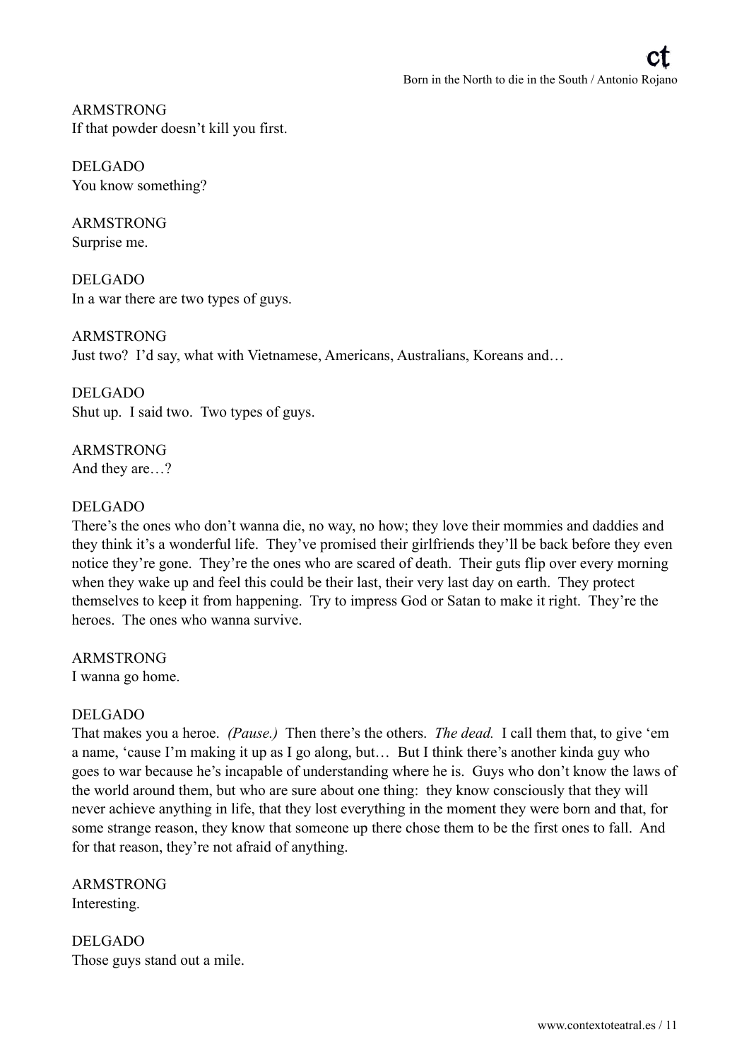ARMSTRONG
If that powder doesn't kill you first.

DELGADO
You know something?

ARMSTRONG
Surprise me.

DELGADO
In a war there are two types of guys.

ARMSTRONG
Just two? I'd say, what with Vietnamese, Americans, Australians, Koreans and…

DELGADO
Shut up. I said two. Two types of guys.

ARMSTRONG
And they are…?

DELGADO
There's the ones who don't wanna die, no way, no how; they love their mommies and daddies and they think it's a wonderful life. They've promised their girlfriends they'll be back before they even notice they're gone. They're the ones who are scared of death. Their guts flip over every morning when they wake up and feel this could be their last, their very last day on earth. They protect themselves to keep it from happening. Try to impress God or Satan to make it right. They're the heroes. The ones who wanna survive.

ARMSTRONG
I wanna go home.

DELGADO
That makes you a heroe. *(Pause.)* Then there's the others. *The dead.* I call them that, to give 'em a name, 'cause I'm making it up as I go along, but… But I think there's another kinda guy who goes to war because he's incapable of understanding where he is. Guys who don't know the laws of the world around them, but who are sure about one thing: they know consciously that they will never achieve anything in life, that they lost everything in the moment they were born and that, for some strange reason, they know that someone up there chose them to be the first ones to fall. And for that reason, they're not afraid of anything.

ARMSTRONG
Interesting.

DELGADO
Those guys stand out a mile.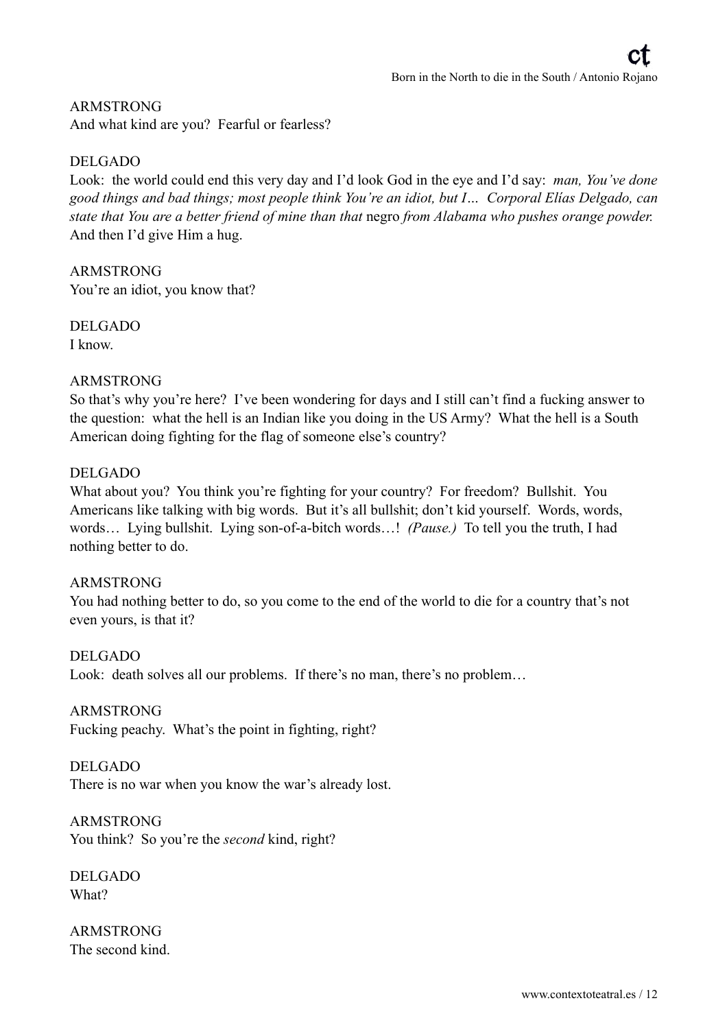ARMSTRONG
And what kind are you? Fearful or fearless?

DELGADO
Look: the world could end this very day and I'd look God in the eye and I'd say: *man, You've done good things and bad things; most people think You're an idiot, but I… Corporal Elías Delgado, can state that You are a better friend of mine than that* negro *from Alabama who pushes orange powder.* And then I'd give Him a hug.

ARMSTRONG
You're an idiot, you know that?

DELGADO
I know.

ARMSTRONG
So that's why you're here? I've been wondering for days and I still can't find a fucking answer to the question: what the hell is an Indian like you doing in the US Army? What the hell is a South American doing fighting for the flag of someone else's country?

DELGADO
What about you? You think you're fighting for your country? For freedom? Bullshit. You Americans like talking with big words. But it's all bullshit; don't kid yourself. Words, words, words… Lying bullshit. Lying son-of-a-bitch words…! *(Pause.)* To tell you the truth, I had nothing better to do.

ARMSTRONG
You had nothing better to do, so you come to the end of the world to die for a country that's not even yours, is that it?

DELGADO
Look: death solves all our problems. If there's no man, there's no problem…

ARMSTRONG
Fucking peachy. What's the point in fighting, right?

DELGADO
There is no war when you know the war's already lost.

ARMSTRONG
You think? So you're the *second* kind, right?

DELGADO
What?

ARMSTRONG
The second kind.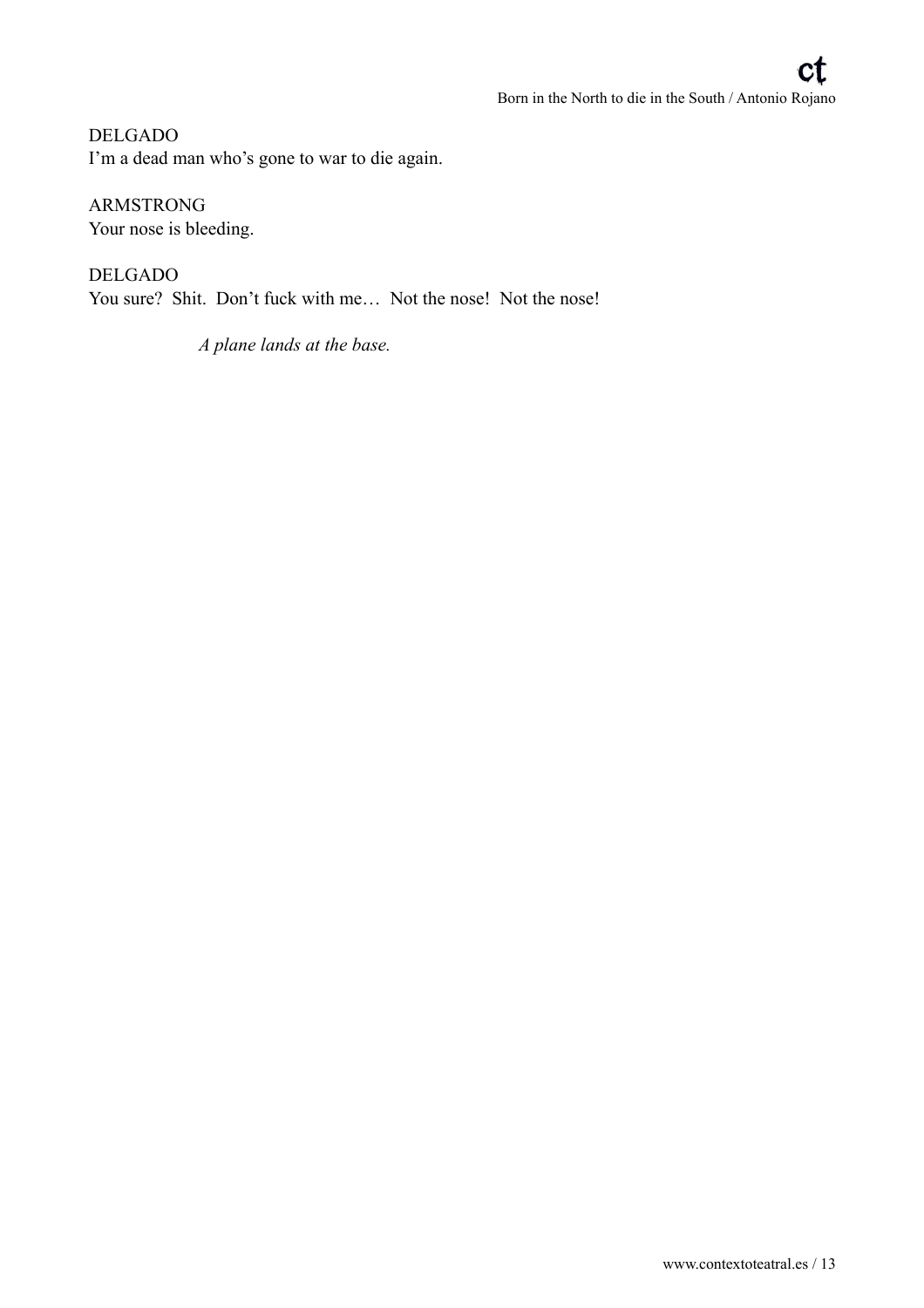DELGADO
I'm a dead man who's gone to war to die again.

ARMSTRONG
Your nose is bleeding.

DELGADO
You sure? Shit. Don't fuck with me… Not the nose! Not the nose!

*A plane lands at the base.*